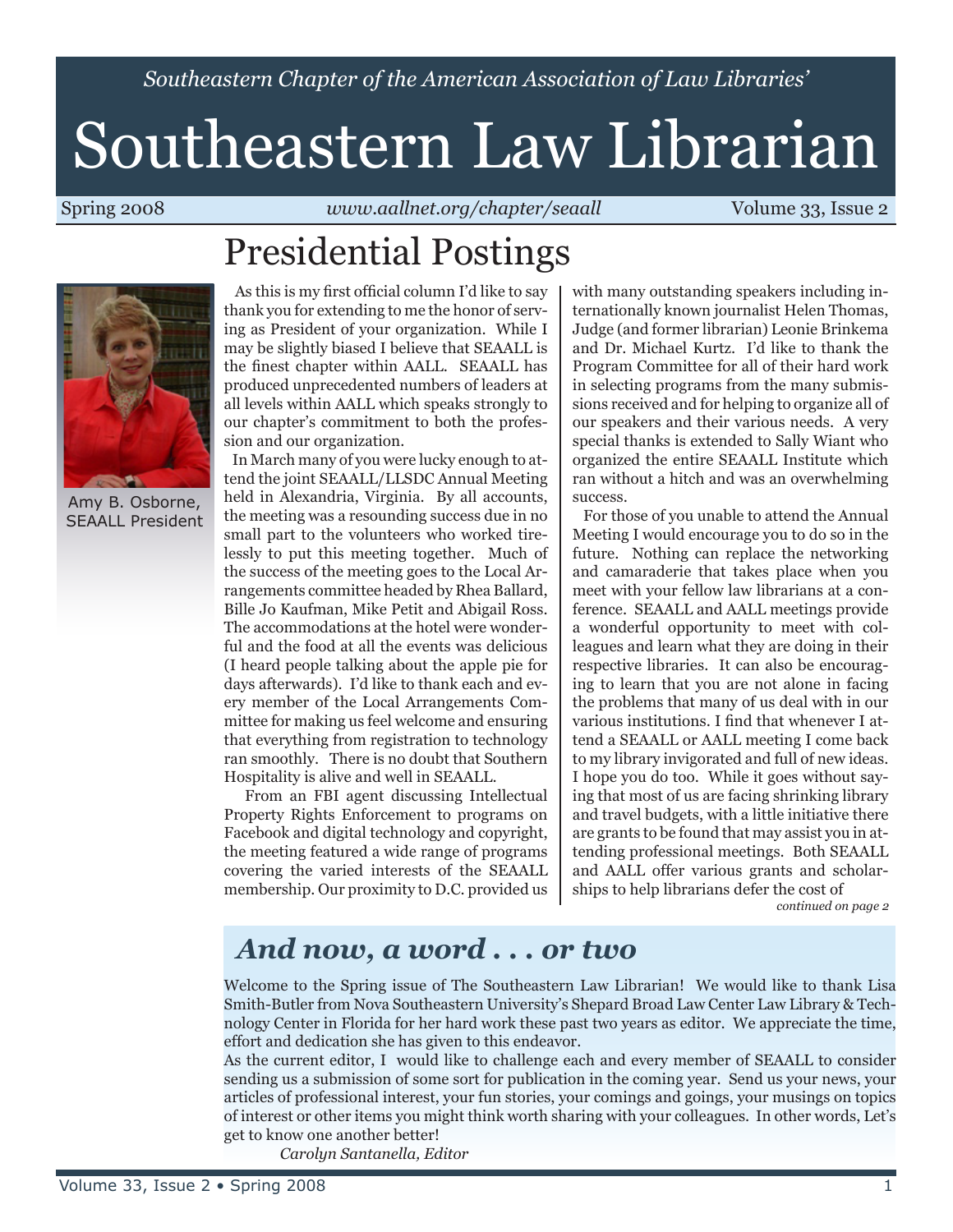*Southeastern Chapter of the American Association of Law Libraries'*

# Southeastern Law Librarian

Spring 2008 | *www.aallnet.org/chapter/seaall* | Volume 33, Issue 2

## Presidential Postings

Amy B. Osborne, SEAALL President

As this is my first official column I'd like to say thank you for extending to me the honor of serving as President of your organization. While I may be slightly biased I believe that SEAALL is the finest chapter within AALL. SEAALL has produced unprecedented numbers of leaders at all levels within AALL which speaks strongly to our chapter's commitment to both the profession and our organization.

In March many of you were lucky enough to attend the joint SEAALL/LLSDC Annual Meeting held in Alexandria, Virginia. By all accounts, the meeting was a resounding success due in no small part to the volunteers who worked tirelessly to put this meeting together. Much of the success of the meeting goes to the Local Arrangements committee headed by Rhea Ballard, Bille Jo Kaufman, Mike Petit and Abigail Ross. The accommodations at the hotel were wonderful and the food at all the events was delicious (I heard people talking about the apple pie for days afterwards). I'd like to thank each and every member of the Local Arrangements Committee for making us feel welcome and ensuring that everything from registration to technology ran smoothly. There is no doubt that Southern Hospitality is alive and well in SEAALL.

From an FBI agent discussing Intellectual Property Rights Enforcement to programs on Facebook and digital technology and copyright, the meeting featured a wide range of programs covering the varied interests of the SEAALL membership. Our proximity to D.C. provided us with many outstanding speakers including internationally known journalist Helen Thomas, Judge (and former librarian) Leonie Brinkema and Dr. Michael Kurtz. I'd like to thank the Program Committee for all of their hard work in selecting programs from the many submissions received and for helping to organize all of our speakers and their various needs. A very special thanks is extended to Sally Wiant who organized the entire SEAALL Institute which ran without a hitch and was an overwhelming success.

For those of you unable to attend the Annual Meeting I would encourage you to do so in the future. Nothing can replace the networking and camaraderie that takes place when you meet with your fellow law librarians at a conference. SEAALL and AALL meetings provide a wonderful opportunity to meet with colleagues and learn what they are doing in their respective libraries. It can also be encouraging to learn that you are not alone in facing the problems that many of us deal with in our various institutions. I find that whenever I attend a SEAALL or AALL meeting I come back to my library invigorated and full of new ideas. I hope you do too. While it goes without saying that most of us are facing shrinking library and travel budgets, with a little initiative there are grants to be found that may assist you in attending professional meetings. Both SEAALL and AALL offer various grants and scholarships to help librarians defer the cost of

*continued on page 2*

## *And now, a word . . . or two*

Welcome to the Spring issue of The Southeastern Law Librarian! We would like to thank Lisa Smith-Butler from Nova Southeastern University's Shepard Broad Law Center Law Library & Technology Center in Florida for her hard work these past two years as editor. We appreciate the time, effort and dedication she has given to this endeavor.

As the current editor, I would like to challenge each and every member of SEAALL to consider sending us a submission of some sort for publication in the coming year. Send us your news, your articles of professional interest, your fun stories, your comings and goings, your musings on topics of interest or other items you might think worth sharing with your colleagues. In other words, Let's get to know one another better!

*Carolyn Santanella, Editor*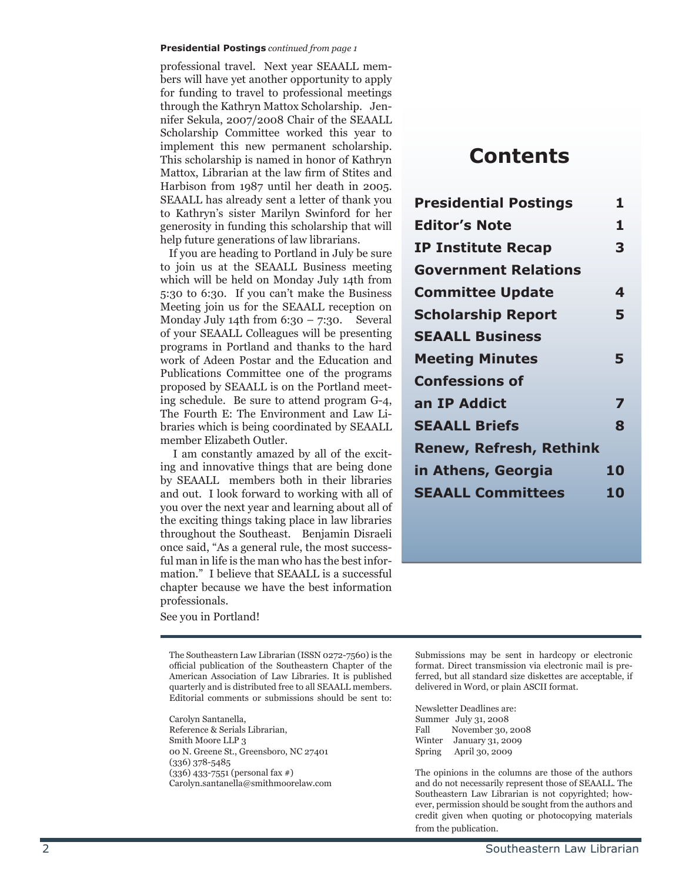**Presidential Postings** *continued from page 1*

professional travel. Next year SEAALL members will have yet another opportunity to apply for funding to travel to professional meetings through the Kathryn Mattox Scholarship. Jennifer Sekula, 2007/2008 Chair of the SEAALL Scholarship Committee worked this year to implement this new permanent scholarship. This scholarship is named in honor of Kathryn Mattox, Librarian at the law firm of Stites and Harbison from 1987 until her death in 2005. SEAALL has already sent a letter of thank you to Kathryn's sister Marilyn Swinford for her generosity in funding this scholarship that will help future generations of law librarians.

If you are heading to Portland in July be sure to join us at the SEAALL Business meeting which will be held on Monday July 14th from 5:30 to 6:30. If you can't make the Business Meeting join us for the SEAALL reception on Monday July 14th from 6:30 – 7:30. Several of your SEAALL Colleagues will be presenting programs in Portland and thanks to the hard work of Adeen Postar and the Education and Publications Committee one of the programs proposed by SEAALL is on the Portland meeting schedule. Be sure to attend program G-4, The Fourth E: The Environment and Law Libraries which is being coordinated by SEAALL member Elizabeth Outler.

I am constantly amazed by all of the exciting and innovative things that are being done by SEAALL members both in their libraries and out. I look forward to working with all of you over the next year and learning about all of the exciting things taking place in law libraries throughout the Southeast. Benjamin Disraeli once said, "As a general rule, the most successful man in life is the man who has the best information." I believe that SEAALL is a successful chapter because we have the best information professionals.

See you in Portland!

# Contents

| | |
|---|---|
| **Presidential Postings** | **1** |
| **Editor's Note** | **1** |
| **IP Institute Recap** | **3** |
| **Government Relations Committee Update** | **4** |
| **Scholarship Report** | **5** |
| **SEAALL Business Meeting Minutes** | **5** |
| **Confessions of an IP Addict** | **7** |
| **SEAALL Briefs** | **8** |
| **Renew, Refresh, Rethink in Athens, Georgia** | **10** |
| **SEAALL Committees** | **10** |

The Southeastern Law Librarian (ISSN 0272-7560) is the official publication of the Southeastern Chapter of the American Association of Law Libraries. It is published quarterly and is distributed free to all SEAALL members. Editorial comments or submissions should be sent to:

Carolyn Santanella,
Reference & Serials Librarian,
Smith Moore LLP 3
00 N. Greene St., Greensboro, NC 27401
(336) 378-5485
(336) 433-7551 (personal fax #)
Carolyn.santanella@smithmoorelaw.com

Submissions may be sent in hardcopy or electronic format. Direct transmission via electronic mail is preferred, but all standard size diskettes are acceptable, if delivered in Word, or plain ASCII format.

Newsletter Deadlines are:
Summer July 31, 2008
Fall November 30, 2008
Winter January 31, 2009
Spring April 30, 2009

The opinions in the columns are those of the authors and do not necessarily represent those of SEAALL. The Southeastern Law Librarian is not copyrighted; however, permission should be sought from the authors and credit given when quoting or photocopying materials from the publication.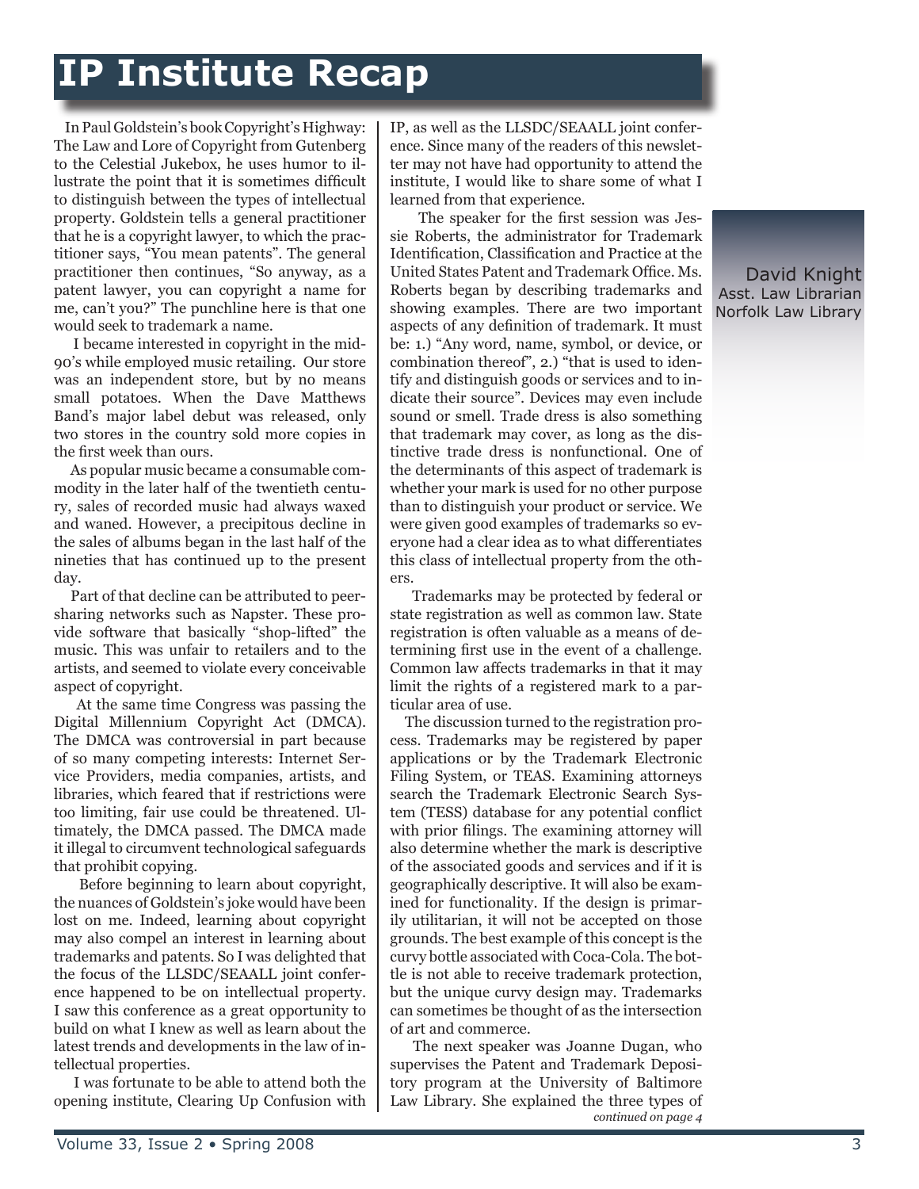# IP Institute Recap

David Knight
Asst. Law Librarian
Norfolk Law Library

In Paul Goldstein's book Copyright's Highway: The Law and Lore of Copyright from Gutenberg to the Celestial Jukebox, he uses humor to illustrate the point that it is sometimes difficult to distinguish between the types of intellectual property. Goldstein tells a general practitioner that he is a copyright lawyer, to which the practitioner says, "You mean patents". The general practitioner then continues, "So anyway, as a patent lawyer, you can copyright a name for me, can't you?" The punchline here is that one would seek to trademark a name.

I became interested in copyright in the mid-90's while employed music retailing. Our store was an independent store, but by no means small potatoes. When the Dave Matthews Band's major label debut was released, only two stores in the country sold more copies in the first week than ours.

As popular music became a consumable commodity in the later half of the twentieth century, sales of recorded music had always waxed and waned. However, a precipitous decline in the sales of albums began in the last half of the nineties that has continued up to the present day.

Part of that decline can be attributed to peer-sharing networks such as Napster. These provide software that basically "shop-lifted" the music. This was unfair to retailers and to the artists, and seemed to violate every conceivable aspect of copyright.

At the same time Congress was passing the Digital Millennium Copyright Act (DMCA). The DMCA was controversial in part because of so many competing interests: Internet Service Providers, media companies, artists, and libraries, which feared that if restrictions were too limiting, fair use could be threatened. Ultimately, the DMCA passed. The DMCA made it illegal to circumvent technological safeguards that prohibit copying.

Before beginning to learn about copyright, the nuances of Goldstein's joke would have been lost on me. Indeed, learning about copyright may also compel an interest in learning about trademarks and patents. So I was delighted that the focus of the LLSDC/SEAALL joint conference happened to be on intellectual property. I saw this conference as a great opportunity to build on what I knew as well as learn about the latest trends and developments in the law of intellectual properties.

I was fortunate to be able to attend both the opening institute, Clearing Up Confusion with IP, as well as the LLSDC/SEAALL joint conference. Since many of the readers of this newsletter may not have had opportunity to attend the institute, I would like to share some of what I learned from that experience.

The speaker for the first session was Jessie Roberts, the administrator for Trademark Identification, Classification and Practice at the United States Patent and Trademark Office. Ms. Roberts began by describing trademarks and showing examples. There are two important aspects of any definition of trademark. It must be: 1.) "Any word, name, symbol, or device, or combination thereof", 2.) "that is used to identify and distinguish goods or services and to indicate their source". Devices may even include sound or smell. Trade dress is also something that trademark may cover, as long as the distinctive trade dress is nonfunctional. One of the determinants of this aspect of trademark is whether your mark is used for no other purpose than to distinguish your product or service. We were given good examples of trademarks so everyone had a clear idea as to what differentiates this class of intellectual property from the others.

Trademarks may be protected by federal or state registration as well as common law. State registration is often valuable as a means of determining first use in the event of a challenge. Common law affects trademarks in that it may limit the rights of a registered mark to a particular area of use.

The discussion turned to the registration process. Trademarks may be registered by paper applications or by the Trademark Electronic Filing System, or TEAS. Examining attorneys search the Trademark Electronic Search System (TESS) database for any potential conflict with prior filings. The examining attorney will also determine whether the mark is descriptive of the associated goods and services and if it is geographically descriptive. It will also be examined for functionality. If the design is primarily utilitarian, it will not be accepted on those grounds. The best example of this concept is the curvy bottle associated with Coca-Cola. The bottle is not able to receive trademark protection, but the unique curvy design may. Trademarks can sometimes be thought of as the intersection of art and commerce.

The next speaker was Joanne Dugan, who supervises the Patent and Trademark Depository program at the University of Baltimore Law Library. She explained the three types of

*continued on page 4*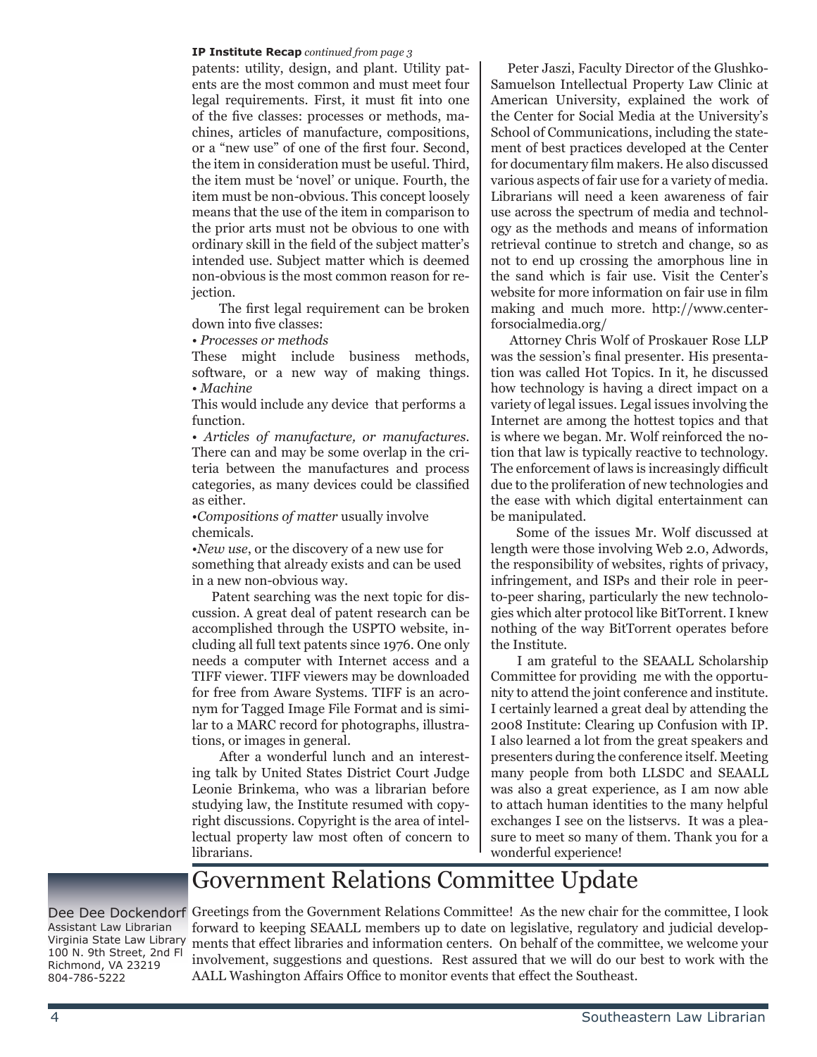**IP Institute Recap** *continued from page 3*

patents: utility, design, and plant. Utility patents are the most common and must meet four legal requirements. First, it must fit into one of the five classes: processes or methods, machines, articles of manufacture, compositions, or a "new use" of one of the first four. Second, the item in consideration must be useful. Third, the item must be 'novel' or unique. Fourth, the item must be non-obvious. This concept loosely means that the use of the item in comparison to the prior arts must not be obvious to one with ordinary skill in the field of the subject matter's intended use. Subject matter which is deemed non-obvious is the most common reason for rejection.

The first legal requirement can be broken down into five classes:

• *Processes or methods*

These might include business methods, software, or a new way of making things.

• *Machine*

This would include any device that performs a function.

• *Articles of manufacture, or manufactures.* There can and may be some overlap in the criteria between the manufactures and process categories, as many devices could be classified as either.

•*Compositions of matter* usually involve chemicals.

•*New use*, or the discovery of a new use for something that already exists and can be used in a new non-obvious way.

Patent searching was the next topic for discussion. A great deal of patent research can be accomplished through the USPTO website, including all full text patents since 1976. One only needs a computer with Internet access and a TIFF viewer. TIFF viewers may be downloaded for free from Aware Systems. TIFF is an acronym for Tagged Image File Format and is similar to a MARC record for photographs, illustrations, or images in general.

After a wonderful lunch and an interesting talk by United States District Court Judge Leonie Brinkema, who was a librarian before studying law, the Institute resumed with copyright discussions. Copyright is the area of intellectual property law most often of concern to librarians.

Peter Jaszi, Faculty Director of the Glushko-Samuelson Intellectual Property Law Clinic at American University, explained the work of the Center for Social Media at the University's School of Communications, including the statement of best practices developed at the Center for documentary film makers. He also discussed various aspects of fair use for a variety of media. Librarians will need a keen awareness of fair use across the spectrum of media and technology as the methods and means of information retrieval continue to stretch and change, so as not to end up crossing the amorphous line in the sand which is fair use. Visit the Center's website for more information on fair use in film making and much more. http://www.centerforsocialmedia.org/

Attorney Chris Wolf of Proskauer Rose LLP was the session's final presenter. His presentation was called Hot Topics. In it, he discussed how technology is having a direct impact on a variety of legal issues. Legal issues involving the Internet are among the hottest topics and that is where we began. Mr. Wolf reinforced the notion that law is typically reactive to technology. The enforcement of laws is increasingly difficult due to the proliferation of new technologies and the ease with which digital entertainment can be manipulated.

Some of the issues Mr. Wolf discussed at length were those involving Web 2.0, Adwords, the responsibility of websites, rights of privacy, infringement, and ISPs and their role in peer-to-peer sharing, particularly the new technologies which alter protocol like BitTorrent. I knew nothing of the way BitTorrent operates before the Institute.

I am grateful to the SEAALL Scholarship Committee for providing me with the opportunity to attend the joint conference and institute. I certainly learned a great deal by attending the 2008 Institute: Clearing up Confusion with IP. I also learned a lot from the great speakers and presenters during the conference itself. Meeting many people from both LLSDC and SEAALL was also a great experience, as I am now able to attach human identities to the many helpful exchanges I see on the listservs. It was a pleasure to meet so many of them. Thank you for a wonderful experience!

# Government Relations Committee Update

Dee Dee Dockendorf
Assistant Law Librarian
Virginia State Law Library
100 N. 9th Street, 2nd Fl
Richmond, VA 23219
804-786-5222

Greetings from the Government Relations Committee! As the new chair for the committee, I look forward to keeping SEAALL members up to date on legislative, regulatory and judicial developments that effect libraries and information centers. On behalf of the committee, we welcome your involvement, suggestions and questions. Rest assured that we will do our best to work with the AALL Washington Affairs Office to monitor events that effect the Southeast.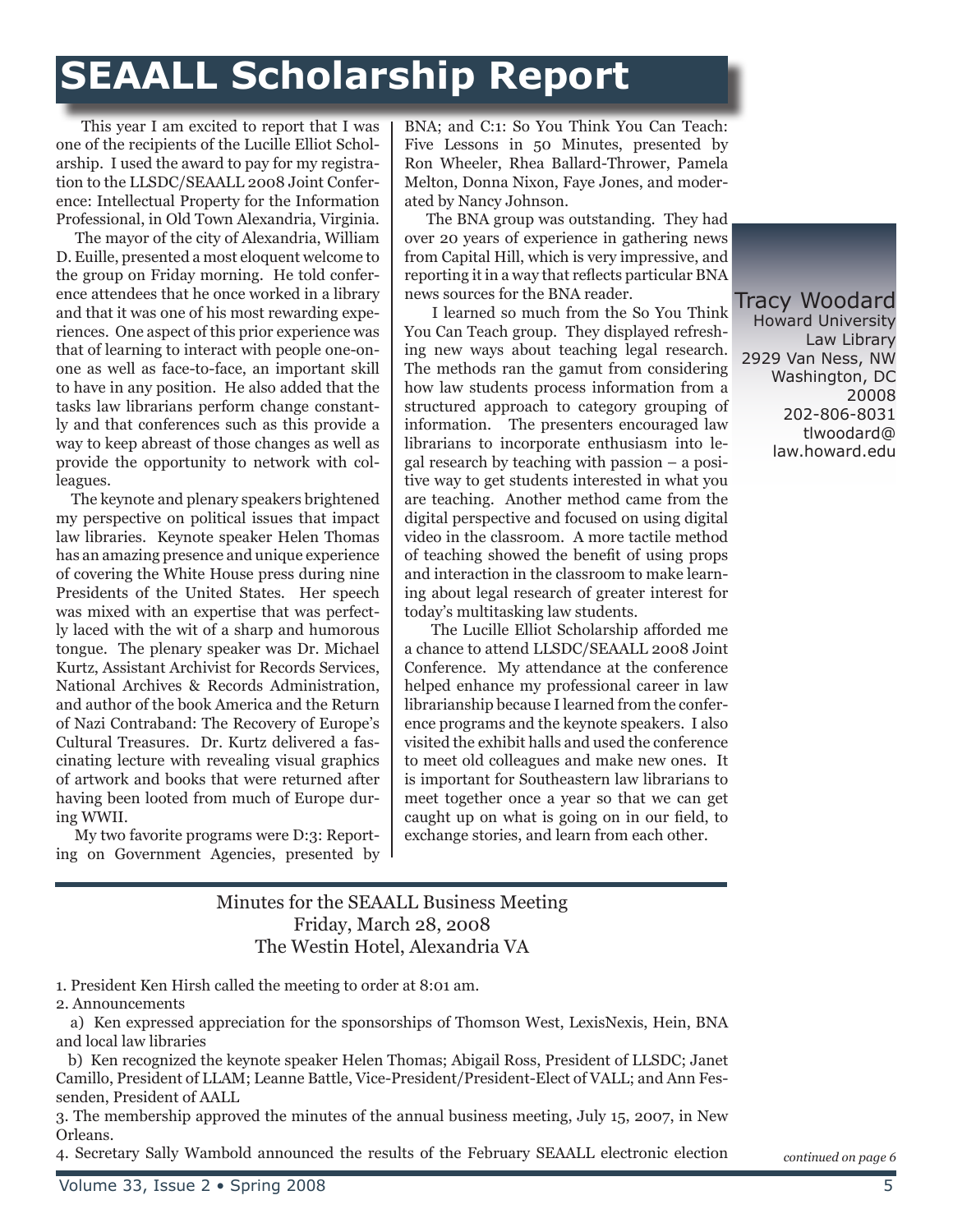# SEAALL Scholarship Report

This year I am excited to report that I was one of the recipients of the Lucille Elliot Scholarship. I used the award to pay for my registration to the LLSDC/SEAALL 2008 Joint Conference: Intellectual Property for the Information Professional, in Old Town Alexandria, Virginia.

The mayor of the city of Alexandria, William D. Euille, presented a most eloquent welcome to the group on Friday morning. He told conference attendees that he once worked in a library and that it was one of his most rewarding experiences. One aspect of this prior experience was that of learning to interact with people one-on-one as well as face-to-face, an important skill to have in any position. He also added that the tasks law librarians perform change constantly and that conferences such as this provide a way to keep abreast of those changes as well as provide the opportunity to network with colleagues.

The keynote and plenary speakers brightened my perspective on political issues that impact law libraries. Keynote speaker Helen Thomas has an amazing presence and unique experience of covering the White House press during nine Presidents of the United States. Her speech was mixed with an expertise that was perfectly laced with the wit of a sharp and humorous tongue. The plenary speaker was Dr. Michael Kurtz, Assistant Archivist for Records Services, National Archives & Records Administration, and author of the book America and the Return of Nazi Contraband: The Recovery of Europe's Cultural Treasures. Dr. Kurtz delivered a fascinating lecture with revealing visual graphics of artwork and books that were returned after having been looted from much of Europe during WWII.

My two favorite programs were D:3: Reporting on Government Agencies, presented by BNA; and C:1: So You Think You Can Teach: Five Lessons in 50 Minutes, presented by Ron Wheeler, Rhea Ballard-Thrower, Pamela Melton, Donna Nixon, Faye Jones, and moderated by Nancy Johnson.

The BNA group was outstanding. They had over 20 years of experience in gathering news from Capital Hill, which is very impressive, and reporting it in a way that reflects particular BNA news sources for the BNA reader.

I learned so much from the So You Think You Can Teach group. They displayed refreshing new ways about teaching legal research. The methods ran the gamut from considering how law students process information from a structured approach to category grouping of information. The presenters encouraged law librarians to incorporate enthusiasm into legal research by teaching with passion – a positive way to get students interested in what you are teaching. Another method came from the digital perspective and focused on using digital video in the classroom. A more tactile method of teaching showed the benefit of using props and interaction in the classroom to make learning about legal research of greater interest for today's multitasking law students.

The Lucille Elliot Scholarship afforded me a chance to attend LLSDC/SEAALL 2008 Joint Conference. My attendance at the conference helped enhance my professional career in law librarianship because I learned from the conference programs and the keynote speakers. I also visited the exhibit halls and used the conference to meet old colleagues and make new ones. It is important for Southeastern law librarians to meet together once a year so that we can get caught up on what is going on in our field, to exchange stories, and learn from each other.

Tracy Woodard
Howard University Law Library
2929 Van Ness, NW
Washington, DC 20008
202-806-8031
tlwoodard@law.howard.edu

---

Minutes for the SEAALL Business Meeting
Friday, March 28, 2008
The Westin Hotel, Alexandria VA

1. President Ken Hirsh called the meeting to order at 8:01 am.
2. Announcements
   a) Ken expressed appreciation for the sponsorships of Thomson West, LexisNexis, Hein, BNA and local law libraries
   b) Ken recognized the keynote speaker Helen Thomas; Abigail Ross, President of LLSDC; Janet Camillo, President of LLAM; Leanne Battle, Vice-President/President-Elect of VALL; and Ann Fessenden, President of AALL
3. The membership approved the minutes of the annual business meeting, July 15, 2007, in New Orleans.
4. Secretary Sally Wambold announced the results of the February SEAALL electronic election

*continued on page 6*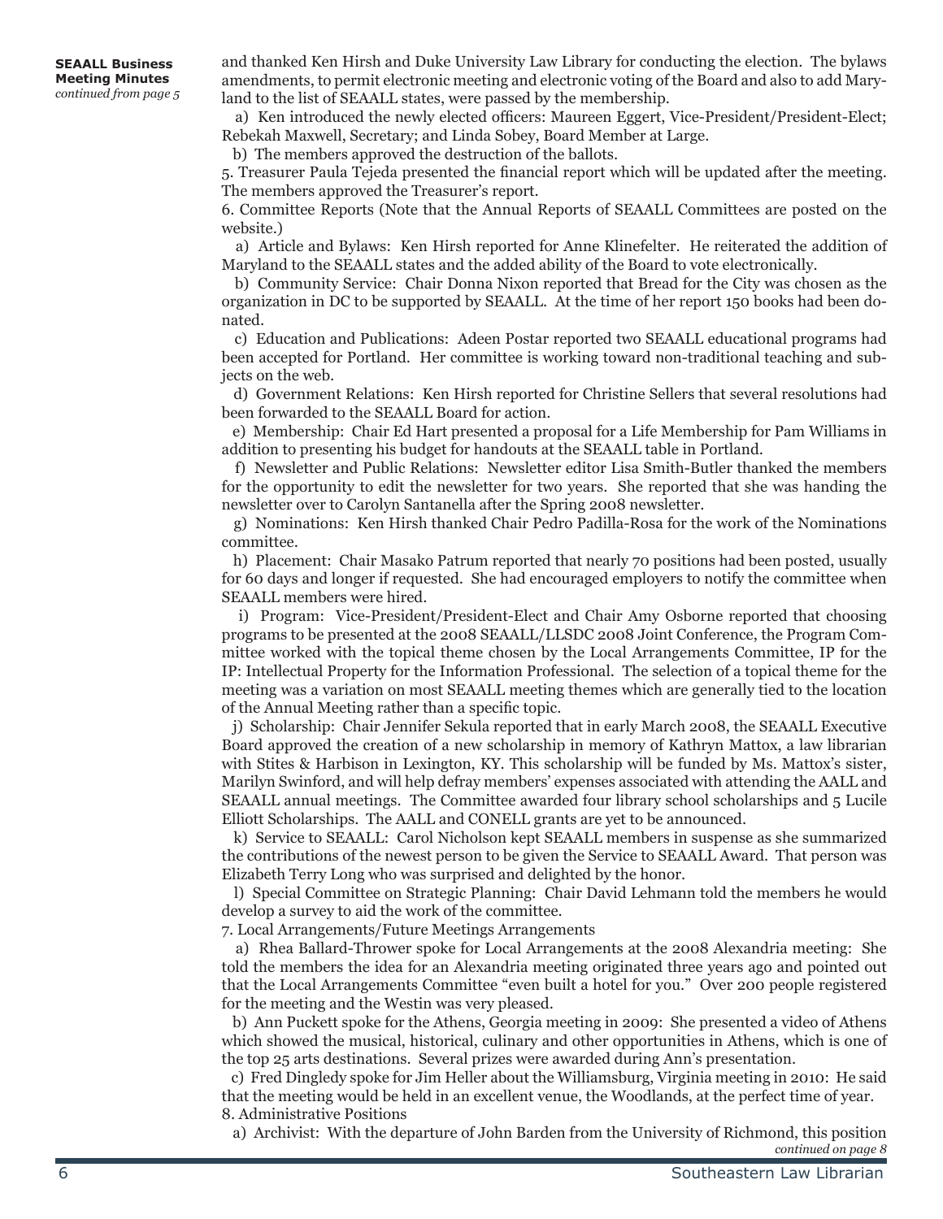**SEAALL Business Meeting Minutes**
*continued from page 5*

and thanked Ken Hirsh and Duke University Law Library for conducting the election. The bylaws amendments, to permit electronic meeting and electronic voting of the Board and also to add Maryland to the list of SEAALL states, were passed by the membership.

a) Ken introduced the newly elected officers: Maureen Eggert, Vice-President/President-Elect; Rebekah Maxwell, Secretary; and Linda Sobey, Board Member at Large.

b) The members approved the destruction of the ballots.

5. Treasurer Paula Tejeda presented the financial report which will be updated after the meeting. The members approved the Treasurer's report.

6. Committee Reports (Note that the Annual Reports of SEAALL Committees are posted on the website.)

a) Article and Bylaws: Ken Hirsh reported for Anne Klinefelter. He reiterated the addition of Maryland to the SEAALL states and the added ability of the Board to vote electronically.

b) Community Service: Chair Donna Nixon reported that Bread for the City was chosen as the organization in DC to be supported by SEAALL. At the time of her report 150 books had been donated.

c) Education and Publications: Adeen Postar reported two SEAALL educational programs had been accepted for Portland. Her committee is working toward non-traditional teaching and subjects on the web.

d) Government Relations: Ken Hirsh reported for Christine Sellers that several resolutions had been forwarded to the SEAALL Board for action.

e) Membership: Chair Ed Hart presented a proposal for a Life Membership for Pam Williams in addition to presenting his budget for handouts at the SEAALL table in Portland.

f) Newsletter and Public Relations: Newsletter editor Lisa Smith-Butler thanked the members for the opportunity to edit the newsletter for two years. She reported that she was handing the newsletter over to Carolyn Santanella after the Spring 2008 newsletter.

g) Nominations: Ken Hirsh thanked Chair Pedro Padilla-Rosa for the work of the Nominations committee.

h) Placement: Chair Masako Patrum reported that nearly 70 positions had been posted, usually for 60 days and longer if requested. She had encouraged employers to notify the committee when SEAALL members were hired.

i) Program: Vice-President/President-Elect and Chair Amy Osborne reported that choosing programs to be presented at the 2008 SEAALL/LLSDC 2008 Joint Conference, the Program Committee worked with the topical theme chosen by the Local Arrangements Committee, IP for the IP: Intellectual Property for the Information Professional. The selection of a topical theme for the meeting was a variation on most SEAALL meeting themes which are generally tied to the location of the Annual Meeting rather than a specific topic.

j) Scholarship: Chair Jennifer Sekula reported that in early March 2008, the SEAALL Executive Board approved the creation of a new scholarship in memory of Kathryn Mattox, a law librarian with Stites & Harbison in Lexington, KY. This scholarship will be funded by Ms. Mattox's sister, Marilyn Swinford, and will help defray members' expenses associated with attending the AALL and SEAALL annual meetings. The Committee awarded four library school scholarships and 5 Lucile Elliott Scholarships. The AALL and CONELL grants are yet to be announced.

k) Service to SEAALL: Carol Nicholson kept SEAALL members in suspense as she summarized the contributions of the newest person to be given the Service to SEAALL Award. That person was Elizabeth Terry Long who was surprised and delighted by the honor.

l) Special Committee on Strategic Planning: Chair David Lehmann told the members he would develop a survey to aid the work of the committee.

7. Local Arrangements/Future Meetings Arrangements

a) Rhea Ballard-Thrower spoke for Local Arrangements at the 2008 Alexandria meeting: She told the members the idea for an Alexandria meeting originated three years ago and pointed out that the Local Arrangements Committee "even built a hotel for you." Over 200 people registered for the meeting and the Westin was very pleased.

b) Ann Puckett spoke for the Athens, Georgia meeting in 2009: She presented a video of Athens which showed the musical, historical, culinary and other opportunities in Athens, which is one of the top 25 arts destinations. Several prizes were awarded during Ann's presentation.

c) Fred Dingledy spoke for Jim Heller about the Williamsburg, Virginia meeting in 2010: He said that the meeting would be held in an excellent venue, the Woodlands, at the perfect time of year.

8. Administrative Positions

a) Archivist: With the departure of John Barden from the University of Richmond, this position

*continued on page 8*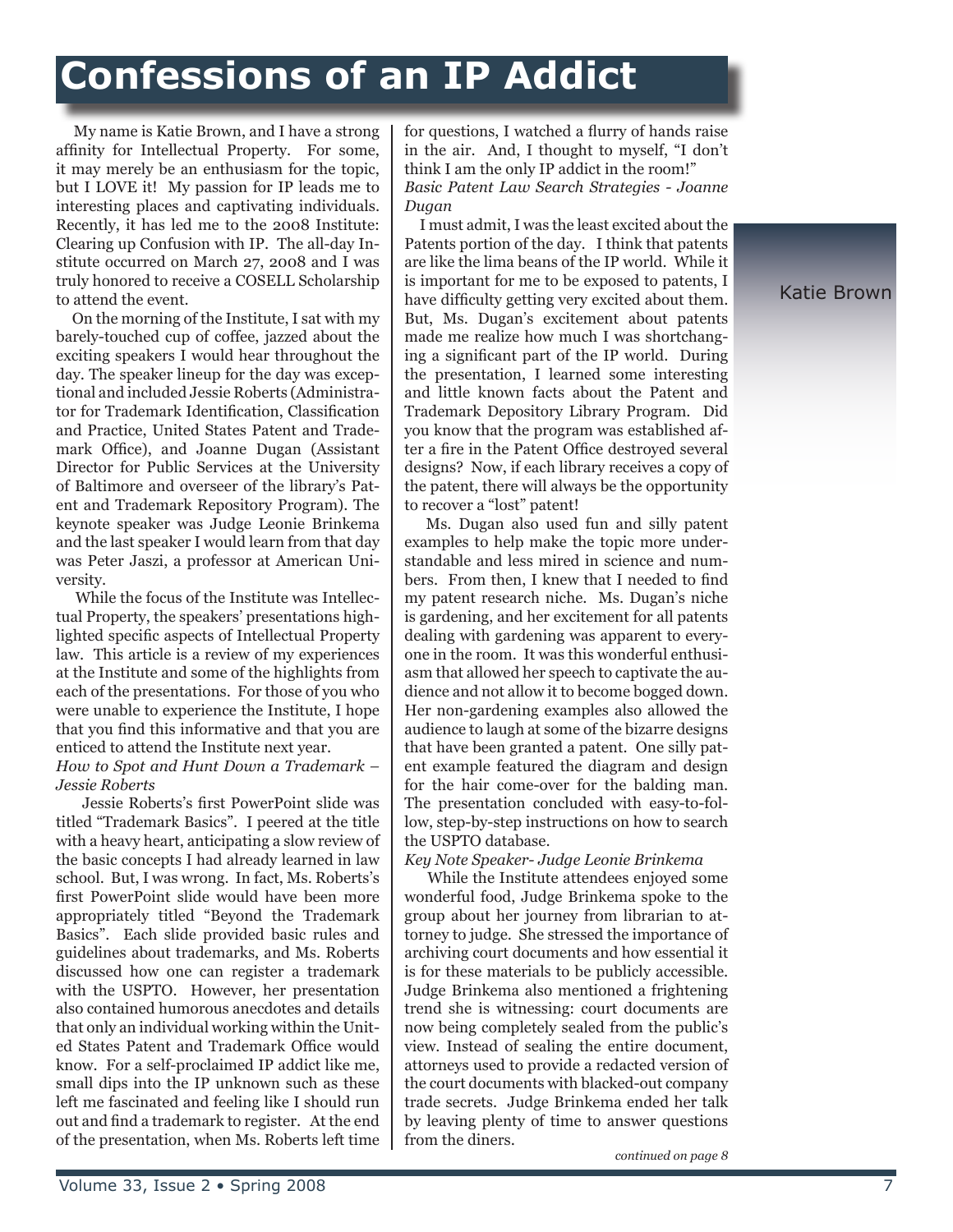# Confessions of an IP Addict

Katie Brown

My name is Katie Brown, and I have a strong affinity for Intellectual Property. For some, it may merely be an enthusiasm for the topic, but I LOVE it! My passion for IP leads me to interesting places and captivating individuals. Recently, it has led me to the 2008 Institute: Clearing up Confusion with IP. The all-day Institute occurred on March 27, 2008 and I was truly honored to receive a COSELL Scholarship to attend the event.

On the morning of the Institute, I sat with my barely-touched cup of coffee, jazzed about the exciting speakers I would hear throughout the day. The speaker lineup for the day was exceptional and included Jessie Roberts (Administrator for Trademark Identification, Classification and Practice, United States Patent and Trademark Office), and Joanne Dugan (Assistant Director for Public Services at the University of Baltimore and overseer of the library's Patent and Trademark Repository Program). The keynote speaker was Judge Leonie Brinkema and the last speaker I would learn from that day was Peter Jaszi, a professor at American University.

While the focus of the Institute was Intellectual Property, the speakers' presentations highlighted specific aspects of Intellectual Property law. This article is a review of my experiences at the Institute and some of the highlights from each of the presentations. For those of you who were unable to experience the Institute, I hope that you find this informative and that you are enticed to attend the Institute next year.

*How to Spot and Hunt Down a Trademark – Jessie Roberts*

Jessie Roberts's first PowerPoint slide was titled "Trademark Basics". I peered at the title with a heavy heart, anticipating a slow review of the basic concepts I had already learned in law school. But, I was wrong. In fact, Ms. Roberts's first PowerPoint slide would have been more appropriately titled "Beyond the Trademark Basics". Each slide provided basic rules and guidelines about trademarks, and Ms. Roberts discussed how one can register a trademark with the USPTO. However, her presentation also contained humorous anecdotes and details that only an individual working within the United States Patent and Trademark Office would know. For a self-proclaimed IP addict like me, small dips into the IP unknown such as these left me fascinated and feeling like I should run out and find a trademark to register. At the end of the presentation, when Ms. Roberts left time for questions, I watched a flurry of hands raise in the air. And, I thought to myself, "I don't think I am the only IP addict in the room!"

*Basic Patent Law Search Strategies - Joanne Dugan*

I must admit, I was the least excited about the Patents portion of the day. I think that patents are like the lima beans of the IP world. While it is important for me to be exposed to patents, I have difficulty getting very excited about them. But, Ms. Dugan's excitement about patents made me realize how much I was shortchanging a significant part of the IP world. During the presentation, I learned some interesting and little known facts about the Patent and Trademark Depository Library Program. Did you know that the program was established after a fire in the Patent Office destroyed several designs? Now, if each library receives a copy of the patent, there will always be the opportunity to recover a "lost" patent!

Ms. Dugan also used fun and silly patent examples to help make the topic more understandable and less mired in science and numbers. From then, I knew that I needed to find my patent research niche. Ms. Dugan's niche is gardening, and her excitement for all patents dealing with gardening was apparent to everyone in the room. It was this wonderful enthusiasm that allowed her speech to captivate the audience and not allow it to become bogged down. Her non-gardening examples also allowed the audience to laugh at some of the bizarre designs that have been granted a patent. One silly patent example featured the diagram and design for the hair come-over for the balding man. The presentation concluded with easy-to-follow, step-by-step instructions on how to search the USPTO database.

*Key Note Speaker- Judge Leonie Brinkema*

While the Institute attendees enjoyed some wonderful food, Judge Brinkema spoke to the group about her journey from librarian to attorney to judge. She stressed the importance of archiving court documents and how essential it is for these materials to be publicly accessible. Judge Brinkema also mentioned a frightening trend she is witnessing: court documents are now being completely sealed from the public's view. Instead of sealing the entire document, attorneys used to provide a redacted version of the court documents with blacked-out company trade secrets. Judge Brinkema ended her talk by leaving plenty of time to answer questions from the diners.

*continued on page 8*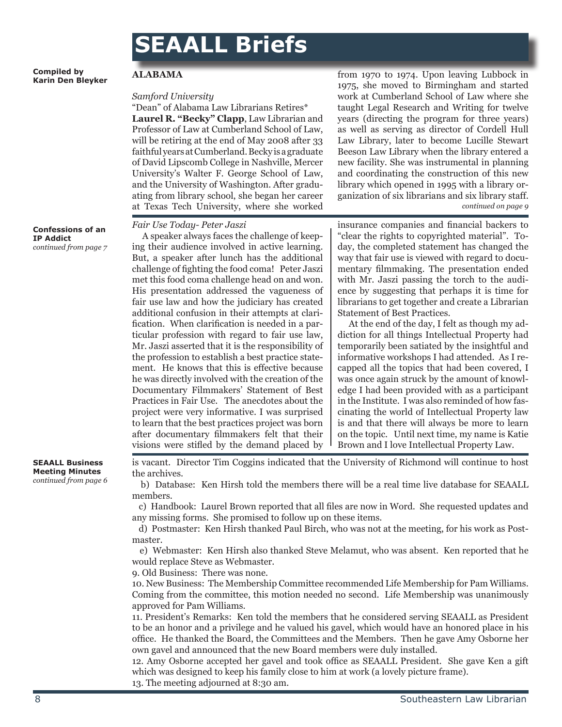# SEAALL Briefs

**Compiled by Karin Den Bleyker**

## ALABAMA

*Samford University*

"Dean" of Alabama Law Librarians Retires*

**Laurel R. "Becky" Clapp**, Law Librarian and Professor of Law at Cumberland School of Law, will be retiring at the end of May 2008 after 33 faithful years at Cumberland. Becky is a graduate of David Lipscomb College in Nashville, Mercer University's Walter F. George School of Law, and the University of Washington. After graduating from library school, she began her career at Texas Tech University, where she worked from 1970 to 1974. Upon leaving Lubbock in 1975, she moved to Birmingham and started work at Cumberland School of Law where she taught Legal Research and Writing for twelve years (directing the program for three years) as well as serving as director of Cordell Hull Law Library, later to become Lucille Stewart Beeson Law Library when the library entered a new facility. She was instrumental in planning and coordinating the construction of this new library which opened in 1995 with a library organization of six librarians and six library staff.

*continued on page 9*

---

**Confessions of an IP Addict**
*continued from page 7*

*Fair Use Today- Peter Jaszi*

A speaker always faces the challenge of keeping their audience involved in active learning. But, a speaker after lunch has the additional challenge of fighting the food coma! Peter Jaszi met this food coma challenge head on and won. His presentation addressed the vagueness of fair use law and how the judiciary has created additional confusion in their attempts at clarification. When clarification is needed in a particular profession with regard to fair use law, Mr. Jaszi asserted that it is the responsibility of the profession to establish a best practice statement. He knows that this is effective because he was directly involved with the creation of the Documentary Filmmakers' Statement of Best Practices in Fair Use. The anecdotes about the project were very informative. I was surprised to learn that the best practices project was born after documentary filmmakers felt that their visions were stifled by the demand placed by insurance companies and financial backers to "clear the rights to copyrighted material". Today, the completed statement has changed the way that fair use is viewed with regard to documentary filmmaking. The presentation ended with Mr. Jaszi passing the torch to the audience by suggesting that perhaps it is time for librarians to get together and create a Librarian Statement of Best Practices.

At the end of the day, I felt as though my addiction for all things Intellectual Property had temporarily been satiated by the insightful and informative workshops I had attended. As I recapped all the topics that had been covered, I was once again struck by the amount of knowledge I had been provided with as a participant in the Institute. I was also reminded of how fascinating the world of Intellectual Property law is and that there will always be more to learn on the topic. Until next time, my name is Katie Brown and I love Intellectual Property Law.

---

**SEAALL Business Meeting Minutes**
*continued from page 6*

is vacant. Director Tim Coggins indicated that the University of Richmond will continue to host the archives.

b) Database: Ken Hirsh told the members there will be a real time live database for SEAALL members.

c) Handbook: Laurel Brown reported that all files are now in Word. She requested updates and any missing forms. She promised to follow up on these items.

d) Postmaster: Ken Hirsh thanked Paul Birch, who was not at the meeting, for his work as Postmaster.

e) Webmaster: Ken Hirsh also thanked Steve Melamut, who was absent. Ken reported that he would replace Steve as Webmaster.

9. Old Business: There was none.

10. New Business: The Membership Committee recommended Life Membership for Pam Williams. Coming from the committee, this motion needed no second. Life Membership was unanimously approved for Pam Williams.

11. President's Remarks: Ken told the members that he considered serving SEAALL as President to be an honor and a privilege and he valued his gavel, which would have an honored place in his office. He thanked the Board, the Committees and the Members. Then he gave Amy Osborne her own gavel and announced that the new Board members were duly installed.

12. Amy Osborne accepted her gavel and took office as SEAALL President. She gave Ken a gift which was designed to keep his family close to him at work (a lovely picture frame).

13. The meeting adjourned at 8:30 am.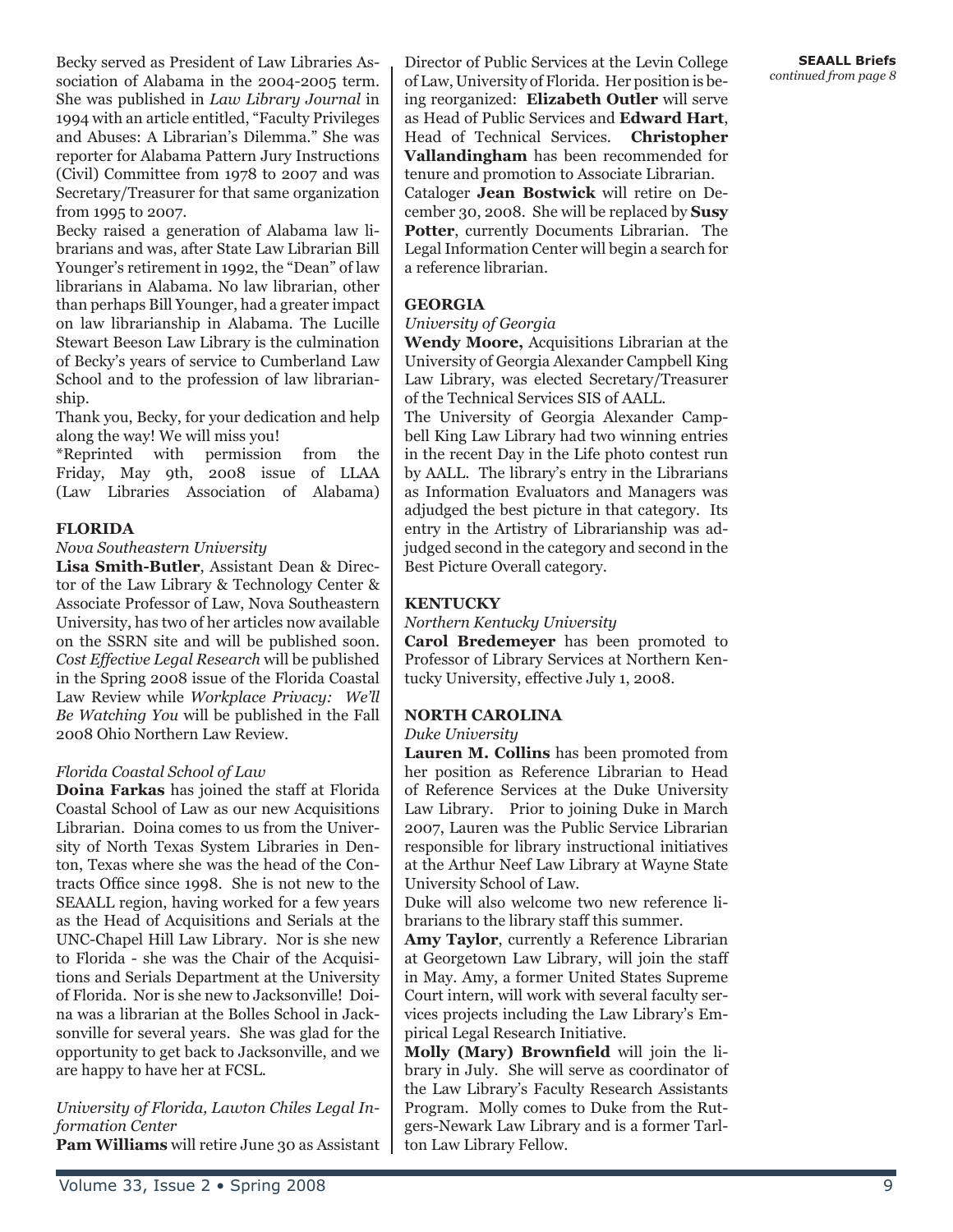Becky served as President of Law Libraries Association of Alabama in the 2004-2005 term. She was published in *Law Library Journal* in 1994 with an article entitled, "Faculty Privileges and Abuses: A Librarian's Dilemma." She was reporter for Alabama Pattern Jury Instructions (Civil) Committee from 1978 to 2007 and was Secretary/Treasurer for that same organization from 1995 to 2007.

Becky raised a generation of Alabama law librarians and was, after State Law Librarian Bill Younger's retirement in 1992, the "Dean" of law librarians in Alabama. No law librarian, other than perhaps Bill Younger, had a greater impact on law librarianship in Alabama. The Lucille Stewart Beeson Law Library is the culmination of Becky's years of service to Cumberland Law School and to the profession of law librarianship.

Thank you, Becky, for your dedication and help along the way! We will miss you!

*Reprinted with permission from the Friday, May 9th, 2008 issue of LLAA (Law Libraries Association of Alabama)

**FLORIDA**

*Nova Southeastern University*

**Lisa Smith-Butler**, Assistant Dean & Director of the Law Library & Technology Center & Associate Professor of Law, Nova Southeastern University, has two of her articles now available on the SSRN site and will be published soon. *Cost Effective Legal Research* will be published in the Spring 2008 issue of the Florida Coastal Law Review while *Workplace Privacy: We'll Be Watching You* will be published in the Fall 2008 Ohio Northern Law Review.

*Florida Coastal School of Law*

**Doina Farkas** has joined the staff at Florida Coastal School of Law as our new Acquisitions Librarian. Doina comes to us from the University of North Texas System Libraries in Denton, Texas where she was the head of the Contracts Office since 1998. She is not new to the SEAALL region, having worked for a few years as the Head of Acquisitions and Serials at the UNC-Chapel Hill Law Library. Nor is she new to Florida - she was the Chair of the Acquisitions and Serials Department at the University of Florida. Nor is she new to Jacksonville! Doina was a librarian at the Bolles School in Jacksonville for several years. She was glad for the opportunity to get back to Jacksonville, and we are happy to have her at FCSL.

*University of Florida, Lawton Chiles Legal Information Center*

**Pam Williams** will retire June 30 as Assistant Director of Public Services at the Levin College of Law, University of Florida. Her position is being reorganized: **Elizabeth Outler** will serve as Head of Public Services and **Edward Hart**, Head of Technical Services. **Christopher Vallandingham** has been recommended for tenure and promotion to Associate Librarian.

Cataloger **Jean Bostwick** will retire on December 30, 2008. She will be replaced by **Susy Potter**, currently Documents Librarian. The Legal Information Center will begin a search for a reference librarian.

**GEORGIA**

*University of Georgia*

**Wendy Moore,** Acquisitions Librarian at the University of Georgia Alexander Campbell King Law Library, was elected Secretary/Treasurer of the Technical Services SIS of AALL.

The University of Georgia Alexander Campbell King Law Library had two winning entries in the recent Day in the Life photo contest run by AALL. The library's entry in the Librarians as Information Evaluators and Managers was adjudged the best picture in that category. Its entry in the Artistry of Librarianship was adjudged second in the category and second in the Best Picture Overall category.

**KENTUCKY**

*Northern Kentucky University*

**Carol Bredemeyer** has been promoted to Professor of Library Services at Northern Kentucky University, effective July 1, 2008.

**NORTH CAROLINA**

*Duke University*

**Lauren M. Collins** has been promoted from her position as Reference Librarian to Head of Reference Services at the Duke University Law Library. Prior to joining Duke in March 2007, Lauren was the Public Service Librarian responsible for library instructional initiatives at the Arthur Neef Law Library at Wayne State University School of Law.

Duke will also welcome two new reference librarians to the library staff this summer.

**Amy Taylor**, currently a Reference Librarian at Georgetown Law Library, will join the staff in May. Amy, a former United States Supreme Court intern, will work with several faculty services projects including the Law Library's Empirical Legal Research Initiative.

**Molly (Mary) Brownfield** will join the library in July. She will serve as coordinator of the Law Library's Faculty Research Assistants Program. Molly comes to Duke from the Rutgers-Newark Law Library and is a former Tarlton Law Library Fellow.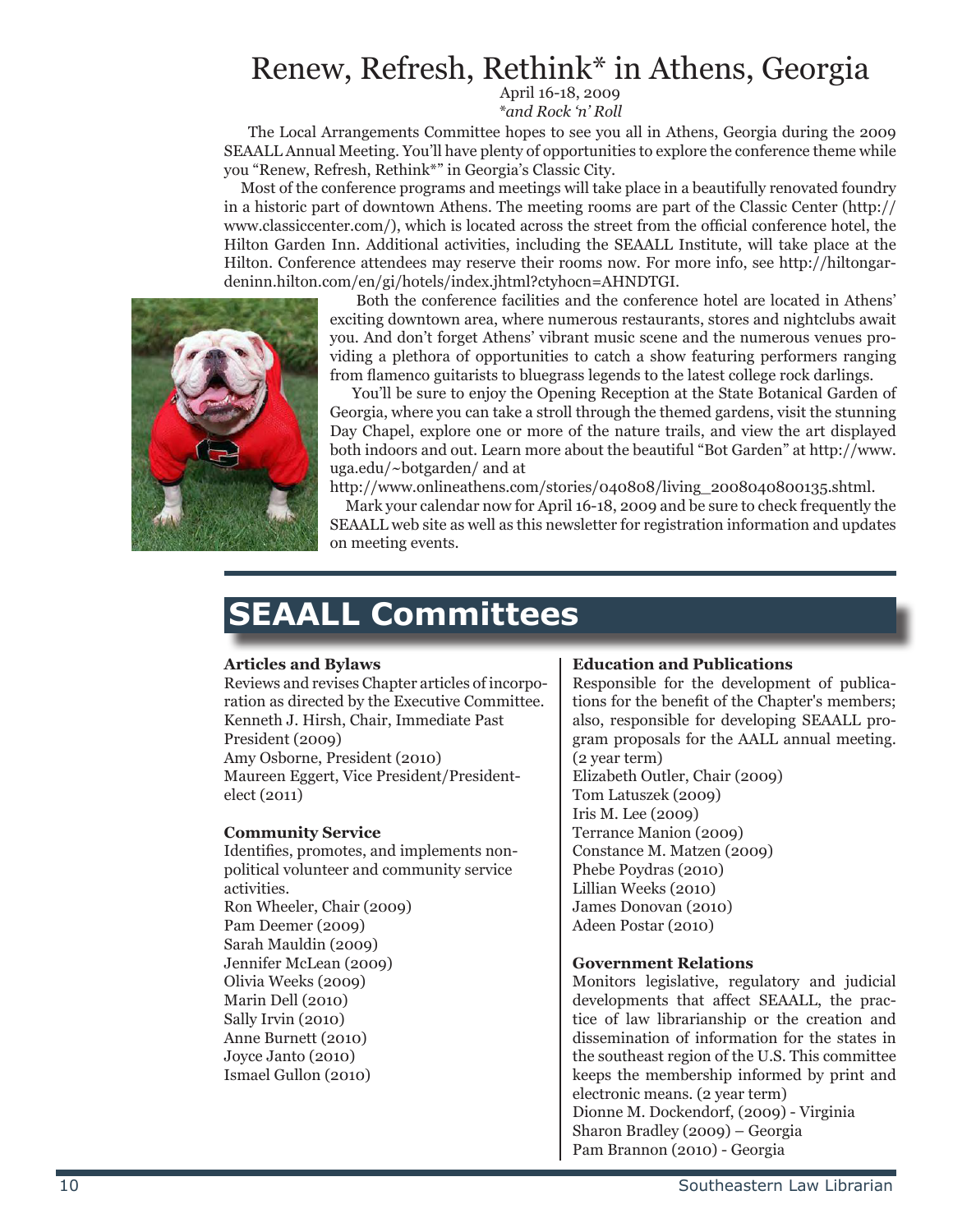# Renew, Refresh, Rethink* in Athens, Georgia

April 16-18, 2009

*\*and Rock 'n' Roll*

The Local Arrangements Committee hopes to see you all in Athens, Georgia during the 2009 SEAALL Annual Meeting. You'll have plenty of opportunities to explore the conference theme while you "Renew, Refresh, Rethink*" in Georgia's Classic City.

Most of the conference programs and meetings will take place in a beautifully renovated foundry in a historic part of downtown Athens. The meeting rooms are part of the Classic Center (http://www.classiccenter.com/), which is located across the street from the official conference hotel, the Hilton Garden Inn. Additional activities, including the SEAALL Institute, will take place at the Hilton. Conference attendees may reserve their rooms now. For more info, see http://hiltongardeninn.hilton.com/en/gi/hotels/index.jhtml?ctyhocn=AHNDTGI.

Both the conference facilities and the conference hotel are located in Athens' exciting downtown area, where numerous restaurants, stores and nightclubs await you. And don't forget Athens' vibrant music scene and the numerous venues providing a plethora of opportunities to catch a show featuring performers ranging from flamenco guitarists to bluegrass legends to the latest college rock darlings.

You'll be sure to enjoy the Opening Reception at the State Botanical Garden of Georgia, where you can take a stroll through the themed gardens, visit the stunning Day Chapel, explore one or more of the nature trails, and view the art displayed both indoors and out. Learn more about the beautiful "Bot Garden" at http://www.uga.edu/~botgarden/ and at http://www.onlineathens.com/stories/040808/living_2008040800135.shtml.

Mark your calendar now for April 16-18, 2009 and be sure to check frequently the SEAALL web site as well as this newsletter for registration information and updates on meeting events.

# SEAALL Committees

**Articles and Bylaws**

Reviews and revises Chapter articles of incorporation as directed by the Executive Committee.

Kenneth J. Hirsh, Chair, Immediate Past President (2009)
Amy Osborne, President (2010)
Maureen Eggert, Vice President/President-elect (2011)

**Community Service**

Identifies, promotes, and implements non-political volunteer and community service activities.

Ron Wheeler, Chair (2009)
Pam Deemer (2009)
Sarah Mauldin (2009)
Jennifer McLean (2009)
Olivia Weeks (2009)
Marin Dell (2010)
Sally Irvin (2010)
Anne Burnett (2010)
Joyce Janto (2010)
Ismael Gullon (2010)

**Education and Publications**

Responsible for the development of publications for the benefit of the Chapter's members; also, responsible for developing SEAALL program proposals for the AALL annual meeting. (2 year term)

Elizabeth Outler, Chair (2009)
Tom Latuszek (2009)
Iris M. Lee (2009)
Terrance Manion (2009)
Constance M. Matzen (2009)
Phebe Poydras (2010)
Lillian Weeks (2010)
James Donovan (2010)
Adeen Postar (2010)

**Government Relations**

Monitors legislative, regulatory and judicial developments that affect SEAALL, the practice of law librarianship or the creation and dissemination of information for the states in the southeast region of the U.S. This committee keeps the membership informed by print and electronic means. (2 year term)

Dionne M. Dockendorf, (2009) - Virginia
Sharon Bradley (2009) – Georgia
Pam Brannon (2010) - Georgia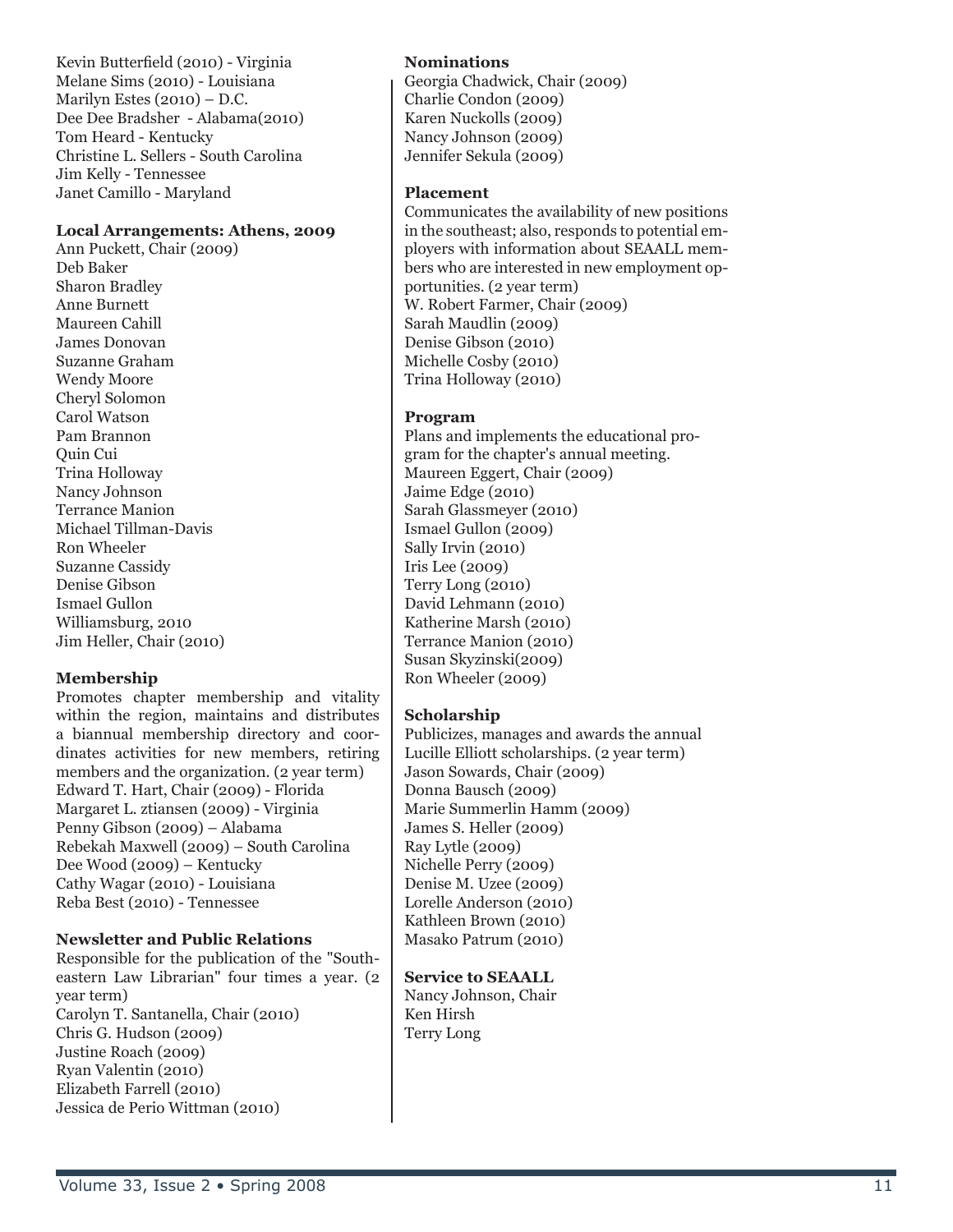Kevin Butterfield (2010) - Virginia
Melane Sims (2010) - Louisiana
Marilyn Estes (2010) – D.C.
Dee Dee Bradsher - Alabama(2010)
Tom Heard - Kentucky
Christine L. Sellers - South Carolina
Jim Kelly - Tennessee
Janet Camillo - Maryland

**Local Arrangements: Athens, 2009**

Ann Puckett, Chair (2009)
Deb Baker
Sharon Bradley
Anne Burnett
Maureen Cahill
James Donovan
Suzanne Graham
Wendy Moore
Cheryl Solomon
Carol Watson
Pam Brannon
Quin Cui
Trina Holloway
Nancy Johnson
Terrance Manion
Michael Tillman-Davis
Ron Wheeler
Suzanne Cassidy
Denise Gibson
Ismael Gullon
Williamsburg, 2010
Jim Heller, Chair (2010)

**Membership**

Promotes chapter membership and vitality within the region, maintains and distributes a biannual membership directory and coordinates activities for new members, retiring members and the organization. (2 year term)
Edward T. Hart, Chair (2009) - Florida
Margaret L. ztiansen (2009) - Virginia
Penny Gibson (2009) – Alabama
Rebekah Maxwell (2009) – South Carolina
Dee Wood (2009) – Kentucky
Cathy Wagar (2010) - Louisiana
Reba Best (2010) - Tennessee

**Newsletter and Public Relations**

Responsible for the publication of the "Southeastern Law Librarian" four times a year. (2 year term)
Carolyn T. Santanella, Chair (2010)
Chris G. Hudson (2009)
Justine Roach (2009)
Ryan Valentin (2010)
Elizabeth Farrell (2010)
Jessica de Perio Wittman (2010)

**Nominations**

Georgia Chadwick, Chair (2009)
Charlie Condon (2009)
Karen Nuckolls (2009)
Nancy Johnson (2009)
Jennifer Sekula (2009)

**Placement**

Communicates the availability of new positions in the southeast; also, responds to potential employers with information about SEAALL members who are interested in new employment opportunities. (2 year term)
W. Robert Farmer, Chair (2009)
Sarah Maudlin (2009)
Denise Gibson (2010)
Michelle Cosby (2010)
Trina Holloway (2010)

**Program**

Plans and implements the educational program for the chapter's annual meeting.
Maureen Eggert, Chair (2009)
Jaime Edge (2010)
Sarah Glassmeyer (2010)
Ismael Gullon (2009)
Sally Irvin (2010)
Iris Lee (2009)
Terry Long (2010)
David Lehmann (2010)
Katherine Marsh (2010)
Terrance Manion (2010)
Susan Skyzinski(2009)
Ron Wheeler (2009)

**Scholarship**

Publicizes, manages and awards the annual Lucille Elliott scholarships. (2 year term)
Jason Sowards, Chair (2009)
Donna Bausch (2009)
Marie Summerlin Hamm (2009)
James S. Heller (2009)
Ray Lytle (2009)
Nichelle Perry (2009)
Denise M. Uzee (2009)
Lorelle Anderson (2010)
Kathleen Brown (2010)
Masako Patrum (2010)

**Service to SEAALL**

Nancy Johnson, Chair
Ken Hirsh
Terry Long